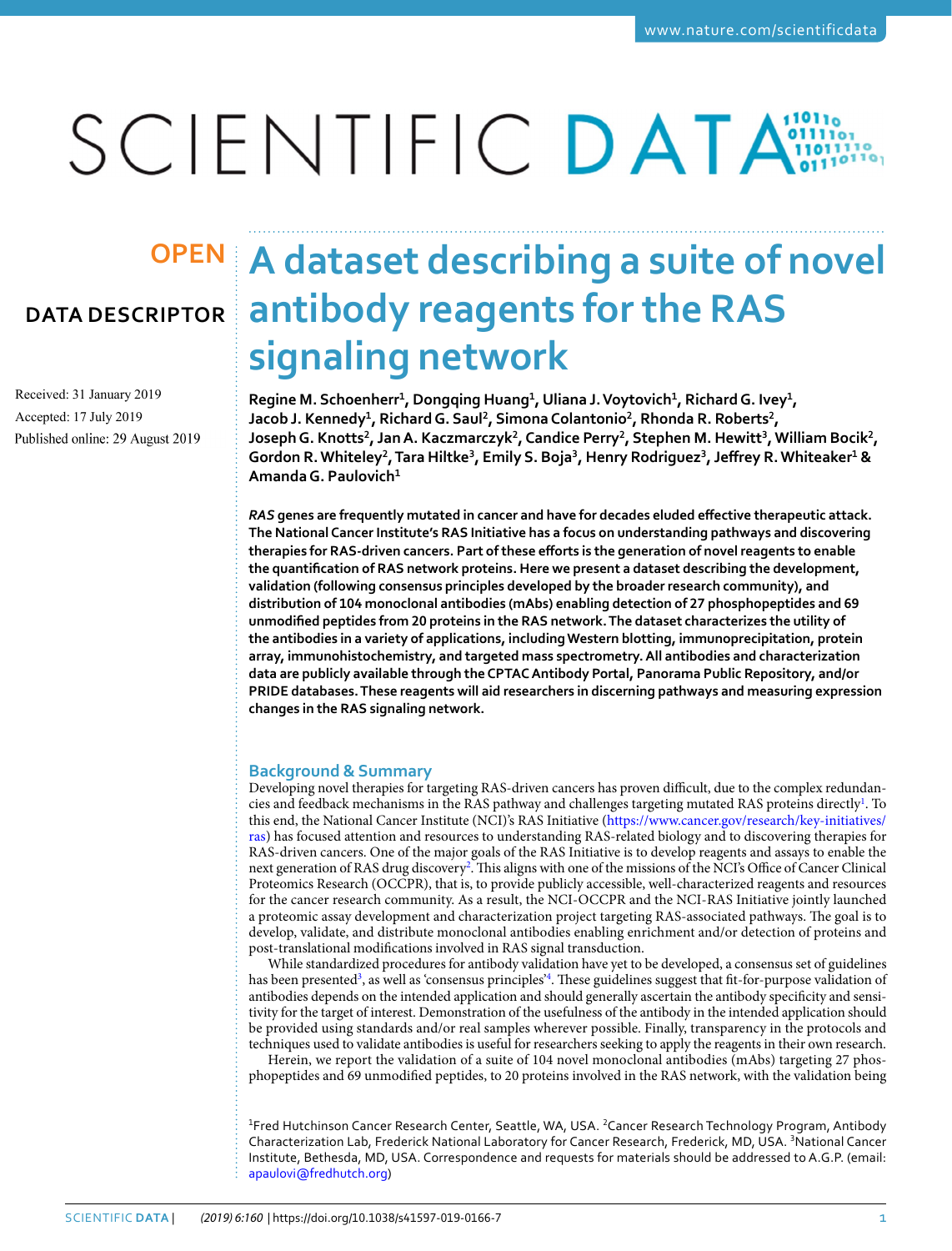OPEN

DATA DESCRIPTOR

# A dataset describing a suite of novel antibody reagents for the RAS signaling network

Received: 31 January 2019

Accepted: 17 July 2019

Published online: 29 August 2019

**Regine M. Schoenherr[1], Dongqing Huang[1], Uliana J. Voytovich[1], Richard G. Ivey[1], Jacob J. Kennedy[1], Richard G. Saul[2], Simona Colantonio[2], Rhonda R. Roberts[2], Joseph G. Knotts[2], Jan A. Kaczmarczyk[2], Candice Perry[2], Stephen M. Hewitt[3], William Bocik[2], Gordon R. Whiteley[2], Tara Hiltke[3], Emily S. Boja[3], Henry Rodriguez[3], Jeffrey R. Whiteaker[1] & Amanda G. Paulovich[1]**

***RAS*** **genes are frequently mutated in cancer and have for decades eluded effective therapeutic attack. The National Cancer Institute's RAS Initiative has a focus on understanding pathways and discovering therapies for RAS-driven cancers. Part of these efforts is the generation of novel reagents to enable the quantification of RAS network proteins. Here we present a dataset describing the development, validation (following consensus principles developed by the broader research community), and distribution of 104 monoclonal antibodies (mAbs) enabling detection of 27 phosphopeptides and 69 unmodified peptides from 20 proteins in the RAS network. The dataset characterizes the utility of the antibodies in a variety of applications, including Western blotting, immunoprecipitation, protein array, immunohistochemistry, and targeted mass spectrometry. All antibodies and characterization data are publicly available through the CPTAC Antibody Portal, Panorama Public Repository, and/or PRIDE databases. These reagents will aid researchers in discerning pathways and measuring expression changes in the RAS signaling network.**

## Background & Summary

Developing novel therapies for targeting RAS-driven cancers has proven difficult, due to the complex redundancies and feedback mechanisms in the RAS pathway and challenges targeting mutated RAS proteins directly[1]. To this end, the National Cancer Institute (NCI)'s RAS Initiative (https://www.cancer.gov/research/key-initiatives/ras) has focused attention and resources to understanding RAS-related biology and to discovering therapies for RAS-driven cancers. One of the major goals of the RAS Initiative is to develop reagents and assays to enable the next generation of RAS drug discovery[2]. This aligns with one of the missions of the NCI's Office of Cancer Clinical Proteomics Research (OCCPR), that is, to provide publicly accessible, well-characterized reagents and resources for the cancer research community. As a result, the NCI-OCCPR and the NCI-RAS Initiative jointly launched a proteomic assay development and characterization project targeting RAS-associated pathways. The goal is to develop, validate, and distribute monoclonal antibodies enabling enrichment and/or detection of proteins and post-translational modifications involved in RAS signal transduction.

While standardized procedures for antibody validation have yet to be developed, a consensus set of guidelines has been presented[3], as well as 'consensus principles'[4]. These guidelines suggest that fit-for-purpose validation of antibodies depends on the intended application and should generally ascertain the antibody specificity and sensitivity for the target of interest. Demonstration of the usefulness of the antibody in the intended application should be provided using standards and/or real samples wherever possible. Finally, transparency in the protocols and techniques used to validate antibodies is useful for researchers seeking to apply the reagents in their own research.

Herein, we report the validation of a suite of 104 novel monoclonal antibodies (mAbs) targeting 27 phosphopeptides and 69 unmodified peptides, to 20 proteins involved in the RAS network, with the validation being

[1]Fred Hutchinson Cancer Research Center, Seattle, WA, USA. [2]Cancer Research Technology Program, Antibody Characterization Lab, Frederick National Laboratory for Cancer Research, Frederick, MD, USA. [3]National Cancer Institute, Bethesda, MD, USA. Correspondence and requests for materials should be addressed to A.G.P. (email: apaulovi@fredhutch.org)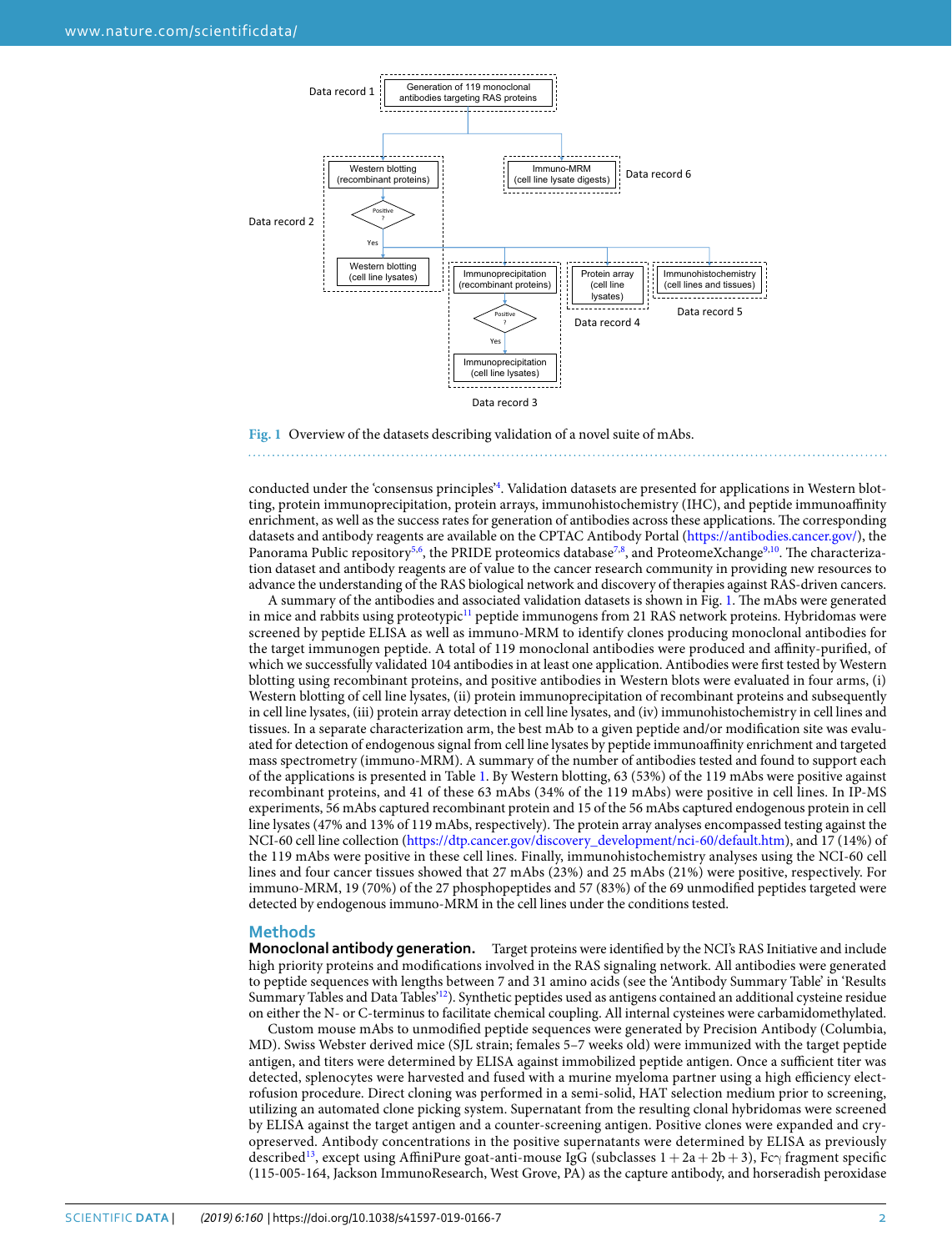Fig. 1 Overview of the datasets describing validation of a novel suite of mAbs.

conducted under the 'consensus principles'[4]. Validation datasets are presented for applications in Western blotting, protein immunoprecipitation, protein arrays, immunohistochemistry (IHC), and peptide immunoaffinity enrichment, as well as the success rates for generation of antibodies across these applications. The corresponding datasets and antibody reagents are available on the CPTAC Antibody Portal (https://antibodies.cancer.gov/), the Panorama Public repository[5,6], the PRIDE proteomics database[7,8], and ProteomeXchange[9,10]. The characterization dataset and antibody reagents are of value to the cancer research community in providing new resources to advance the understanding of the RAS biological network and discovery of therapies against RAS-driven cancers.

A summary of the antibodies and associated validation datasets is shown in Fig. 1. The mAbs were generated in mice and rabbits using proteotypic[11] peptide immunogens from 21 RAS network proteins. Hybridomas were screened by peptide ELISA as well as immuno-MRM to identify clones producing monoclonal antibodies for the target immunogen peptide. A total of 119 monoclonal antibodies were produced and affinity-purified, of which we successfully validated 104 antibodies in at least one application. Antibodies were first tested by Western blotting using recombinant proteins, and positive antibodies in Western blots were evaluated in four arms, (i) Western blotting of cell line lysates, (ii) protein immunoprecipitation of recombinant proteins and subsequently in cell line lysates, (iii) protein array detection in cell line lysates, and (iv) immunohistochemistry in cell lines and tissues. In a separate characterization arm, the best mAb to a given peptide and/or modification site was evaluated for detection of endogenous signal from cell line lysates by peptide immunoaffinity enrichment and targeted mass spectrometry (immuno-MRM). A summary of the number of antibodies tested and found to support each of the applications is presented in Table 1. By Western blotting, 63 (53%) of the 119 mAbs were positive against recombinant proteins, and 41 of these 63 mAbs (34% of the 119 mAbs) were positive in cell lines. In IP-MS experiments, 56 mAbs captured recombinant protein and 15 of the 56 mAbs captured endogenous protein in cell line lysates (47% and 13% of 119 mAbs, respectively). The protein array analyses encompassed testing against the NCI-60 cell line collection (https://dtp.cancer.gov/discovery_development/nci-60/default.htm), and 17 (14%) of the 119 mAbs were positive in these cell lines. Finally, immunohistochemistry analyses using the NCI-60 cell lines and four cancer tissues showed that 27 mAbs (23%) and 25 mAbs (21%) were positive, respectively. For immuno-MRM, 19 (70%) of the 27 phosphopeptides and 57 (83%) of the 69 unmodified peptides targeted were detected by endogenous immuno-MRM in the cell lines under the conditions tested.

## Methods

**Monoclonal antibody generation.** Target proteins were identified by the NCI's RAS Initiative and include high priority proteins and modifications involved in the RAS signaling network. All antibodies were generated to peptide sequences with lengths between 7 and 31 amino acids (see the 'Antibody Summary Table' in 'Results Summary Tables and Data Tables'[12]). Synthetic peptides used as antigens contained an additional cysteine residue on either the N- or C-terminus to facilitate chemical coupling. All internal cysteines were carbamidomethylated.

Custom mouse mAbs to unmodified peptide sequences were generated by Precision Antibody (Columbia, MD). Swiss Webster derived mice (SJL strain; females 5–7 weeks old) were immunized with the target peptide antigen, and titers were determined by ELISA against immobilized peptide antigen. Once a sufficient titer was detected, splenocytes were harvested and fused with a murine myeloma partner using a high efficiency electrofusion procedure. Direct cloning was performed in a semi-solid, HAT selection medium prior to screening, utilizing an automated clone picking system. Supernatant from the resulting clonal hybridomas were screened by ELISA against the target antigen and a counter-screening antigen. Positive clones were expanded and cryopreserved. Antibody concentrations in the positive supernatants were determined by ELISA as previously described[13], except using AffiniPure goat-anti-mouse IgG (subclasses 1 + 2a + 2b + 3), Fcγ fragment specific (115-005-164, Jackson ImmunoResearch, West Grove, PA) as the capture antibody, and horseradish peroxidase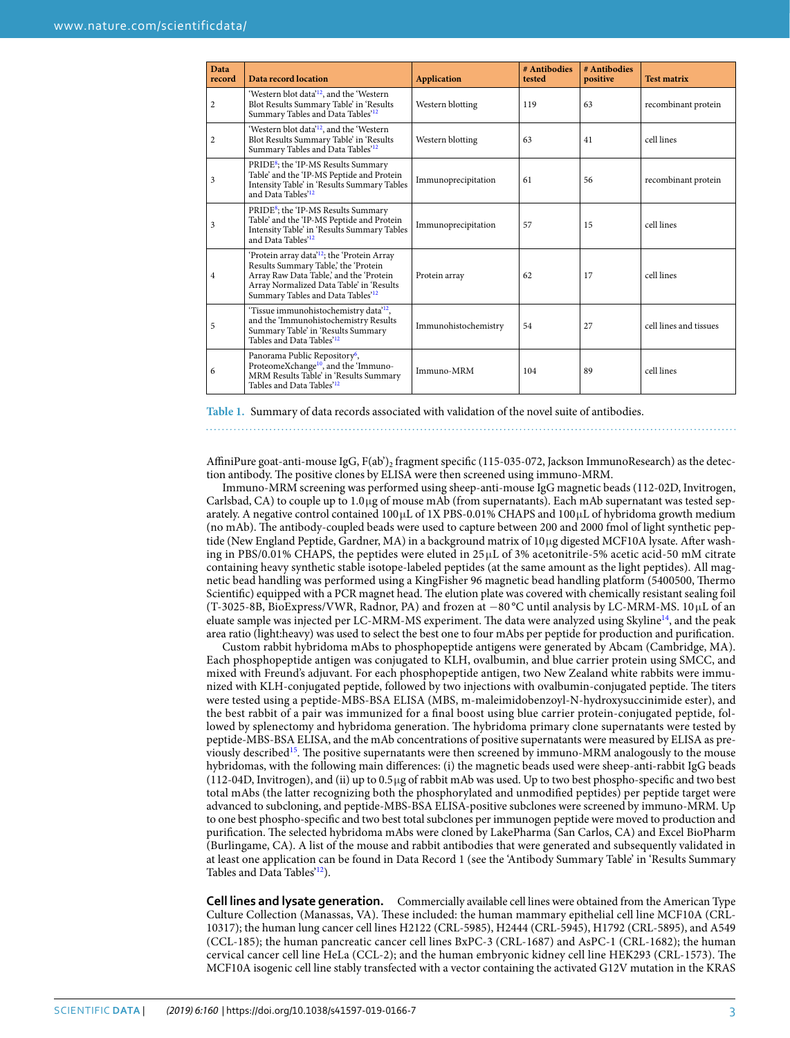| Data record | Data record location | Application | # Antibodies tested | # Antibodies positive | Test matrix |
|---|---|---|---|---|---|
| 2 | 'Western blot data'[12], and the 'Western Blot Results Summary Table' in 'Results Summary Tables and Data Tables'[12] | Western blotting | 119 | 63 | recombinant protein |
| 2 | 'Western blot data'[12], and the 'Western Blot Results Summary Table' in 'Results Summary Tables and Data Tables'[12] | Western blotting | 63 | 41 | cell lines |
| 3 | PRIDE[8]; the 'IP-MS Results Summary Table' and the 'IP-MS Peptide and Protein Intensity Table' in 'Results Summary Tables and Data Tables'[12] | Immunoprecipitation | 61 | 56 | recombinant protein |
| 3 | PRIDE[8]; the 'IP-MS Results Summary Table' and the 'IP-MS Peptide and Protein Intensity Table' in 'Results Summary Tables and Data Tables'[12] | Immunoprecipitation | 57 | 15 | cell lines |
| 4 | 'Protein array data'[12]; the 'Protein Array Results Summary Table,' the 'Protein Array Raw Data Table,' and the 'Protein Array Normalized Data Table' in 'Results Summary Tables and Data Tables'[12] | Protein array | 62 | 17 | cell lines |
| 5 | 'Tissue immunohistochemistry data'[12], and the 'Immunohistochemistry Results Summary Table' in 'Results Summary Tables and Data Tables'[12] | Immunohistochemistry | 54 | 27 | cell lines and tissues |
| 6 | Panorama Public Repository[6], ProteomeXchange[10], and the 'Immuno-MRM Results Table' in 'Results Summary Tables and Data Tables'[12] | Immuno-MRM | 104 | 89 | cell lines |

**Table 1.** Summary of data records associated with validation of the novel suite of antibodies.

AffiniPure goat-anti-mouse IgG, F(ab')$_2$ fragment specific (115-035-072, Jackson ImmunoResearch) as the detection antibody. The positive clones by ELISA were then screened using immuno-MRM.

Immuno-MRM screening was performed using sheep-anti-mouse IgG magnetic beads (112-02D, Invitrogen, Carlsbad, CA) to couple up to 1.0 µg of mouse mAb (from supernatants). Each mAb supernatant was tested separately. A negative control contained 100 µL of 1X PBS-0.01% CHAPS and 100 µL of hybridoma growth medium (no mAb). The antibody-coupled beads were used to capture between 200 and 2000 fmol of light synthetic peptide (New England Peptide, Gardner, MA) in a background matrix of 10 µg digested MCF10A lysate. After washing in PBS/0.01% CHAPS, the peptides were eluted in 25 µL of 3% acetonitrile-5% acetic acid-50 mM citrate containing heavy synthetic stable isotope-labeled peptides (at the same amount as the light peptides). All magnetic bead handling was performed using a KingFisher 96 magnetic bead handling platform (5400500, Thermo Scientific) equipped with a PCR magnet head. The elution plate was covered with chemically resistant sealing foil (T-3025-8B, BioExpress/VWR, Radnor, PA) and frozen at −80 °C until analysis by LC-MRM-MS. 10 µL of an eluate sample was injected per LC-MRM-MS experiment. The data were analyzed using Skyline[14], and the peak area ratio (light:heavy) was used to select the best one to four mAbs per peptide for production and purification.

Custom rabbit hybridoma mAbs to phosphopeptide antigens were generated by Abcam (Cambridge, MA). Each phosphopeptide antigen was conjugated to KLH, ovalbumin, and blue carrier protein using SMCC, and mixed with Freund's adjuvant. For each phosphopeptide antigen, two New Zealand white rabbits were immunized with KLH-conjugated peptide, followed by two injections with ovalbumin-conjugated peptide. The titers were tested using a peptide-MBS-BSA ELISA (MBS, m-maleimidobenzoyl-N-hydroxysuccinimide ester), and the best rabbit of a pair was immunized for a final boost using blue carrier protein-conjugated peptide, followed by splenectomy and hybridoma generation. The hybridoma primary clone supernatants were tested by peptide-MBS-BSA ELISA, and the mAb concentrations of positive supernatants were measured by ELISA as previously described[15]. The positive supernatants were then screened by immuno-MRM analogously to the mouse hybridomas, with the following main differences: (i) the magnetic beads used were sheep-anti-rabbit IgG beads (112-04D, Invitrogen), and (ii) up to 0.5 µg of rabbit mAb was used. Up to two best phospho-specific and two best total mAbs (the latter recognizing both the phosphorylated and unmodified peptides) per peptide target were advanced to subcloning, and peptide-MBS-BSA ELISA-positive subclones were screened by immuno-MRM. Up to one best phospho-specific and two best total subclones per immunogen peptide were moved to production and purification. The selected hybridoma mAbs were cloned by LakePharma (San Carlos, CA) and Excel BioPharm (Burlingame, CA). A list of the mouse and rabbit antibodies that were generated and subsequently validated in at least one application can be found in Data Record 1 (see the 'Antibody Summary Table' in 'Results Summary Tables and Data Tables'[12]).

**Cell lines and lysate generation.** Commercially available cell lines were obtained from the American Type Culture Collection (Manassas, VA). These included: the human mammary epithelial cell line MCF10A (CRL-10317); the human lung cancer cell lines H2122 (CRL-5985), H2444 (CRL-5945), H1792 (CRL-5895), and A549 (CCL-185); the human pancreatic cancer cell lines BxPC-3 (CRL-1687) and AsPC-1 (CRL-1682); the human cervical cancer cell line HeLa (CCL-2); and the human embryonic kidney cell line HEK293 (CRL-1573). The MCF10A isogenic cell line stably transfected with a vector containing the activated G12V mutation in the KRAS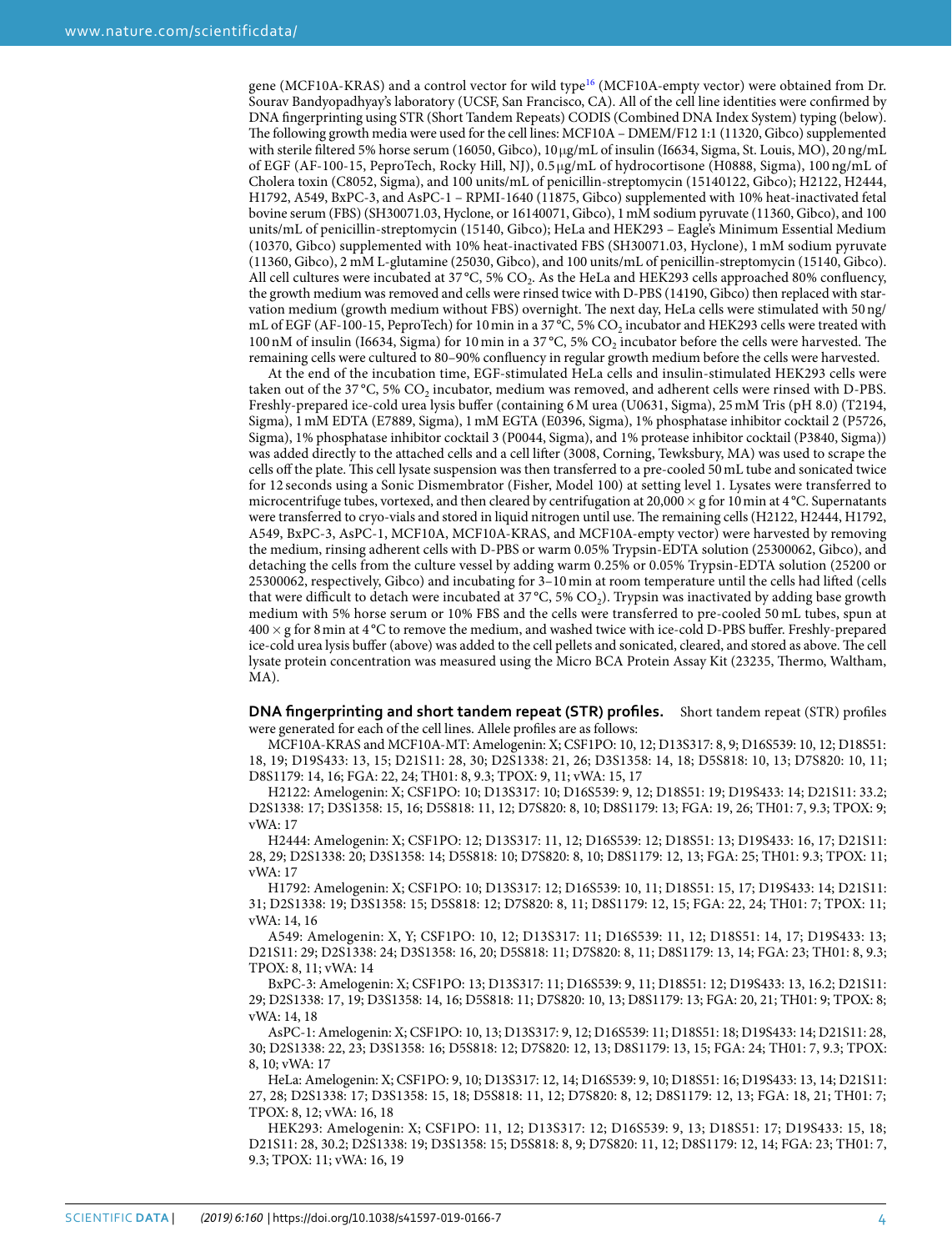gene (MCF10A-KRAS) and a control vector for wild type[16] (MCF10A-empty vector) were obtained from Dr. Sourav Bandyopadhyay's laboratory (UCSF, San Francisco, CA). All of the cell line identities were confirmed by DNA fingerprinting using STR (Short Tandem Repeats) CODIS (Combined DNA Index System) typing (below). The following growth media were used for the cell lines: MCF10A – DMEM/F12 1:1 (11320, Gibco) supplemented with sterile filtered 5% horse serum (16050, Gibco), 10 µg/mL of insulin (I6634, Sigma, St. Louis, MO), 20 ng/mL of EGF (AF-100-15, PeproTech, Rocky Hill, NJ), 0.5 µg/mL of hydrocortisone (H0888, Sigma), 100 ng/mL of Cholera toxin (C8052, Sigma), and 100 units/mL of penicillin-streptomycin (15140122, Gibco); H2122, H2444, H1792, A549, BxPC-3, and AsPC-1 – RPMI-1640 (11875, Gibco) supplemented with 10% heat-inactivated fetal bovine serum (FBS) (SH30071.03, Hyclone, or 16140071, Gibco), 1 mM sodium pyruvate (11360, Gibco), and 100 units/mL of penicillin-streptomycin (15140, Gibco); HeLa and HEK293 – Eagle's Minimum Essential Medium (10370, Gibco) supplemented with 10% heat-inactivated FBS (SH30071.03, Hyclone), 1 mM sodium pyruvate (11360, Gibco), 2 mM L-glutamine (25030, Gibco), and 100 units/mL of penicillin-streptomycin (15140, Gibco). All cell cultures were incubated at 37 °C, 5% $CO_2$. As the HeLa and HEK293 cells approached 80% confluency, the growth medium was removed and cells were rinsed twice with D-PBS (14190, Gibco) then replaced with starvation medium (growth medium without FBS) overnight. The next day, HeLa cells were stimulated with 50 ng/mL of EGF (AF-100-15, PeproTech) for 10 min in a 37 °C, 5% $CO_2$ incubator and HEK293 cells were treated with 100 nM of insulin (I6634, Sigma) for 10 min in a 37 °C, 5% $CO_2$ incubator before the cells were harvested. The remaining cells were cultured to 80–90% confluency in regular growth medium before the cells were harvested.

At the end of the incubation time, EGF-stimulated HeLa cells and insulin-stimulated HEK293 cells were taken out of the 37 °C, 5% $CO_2$ incubator, medium was removed, and adherent cells were rinsed with D-PBS. Freshly-prepared ice-cold urea lysis buffer (containing 6 M urea (U0631, Sigma), 25 mM Tris (pH 8.0) (T2194, Sigma), 1 mM EDTA (E7889, Sigma), 1 mM EGTA (E0396, Sigma), 1% phosphatase inhibitor cocktail 2 (P5726, Sigma), 1% phosphatase inhibitor cocktail 3 (P0044, Sigma), and 1% protease inhibitor cocktail (P3840, Sigma)) was added directly to the attached cells and a cell lifter (3008, Corning, Tewksbury, MA) was used to scrape the cells off the plate. This cell lysate suspension was then transferred to a pre-cooled 50 mL tube and sonicated twice for 12 seconds using a Sonic Dismembrator (Fisher, Model 100) at setting level 1. Lysates were transferred to microcentrifuge tubes, vortexed, and then cleared by centrifugation at 20,000 × g for 10 min at 4 °C. Supernatants were transferred to cryo-vials and stored in liquid nitrogen until use. The remaining cells (H2122, H2444, H1792, A549, BxPC-3, AsPC-1, MCF10A, MCF10A-KRAS, and MCF10A-empty vector) were harvested by removing the medium, rinsing adherent cells with D-PBS or warm 0.05% Trypsin-EDTA solution (25300062, Gibco), and detaching the cells from the culture vessel by adding warm 0.25% or 0.05% Trypsin-EDTA solution (25200 or 25300062, respectively, Gibco) and incubating for 3–10 min at room temperature until the cells had lifted (cells that were difficult to detach were incubated at 37 °C, 5% $CO_2$). Trypsin was inactivated by adding base growth medium with 5% horse serum or 10% FBS and the cells were transferred to pre-cooled 50 mL tubes, spun at 400 × g for 8 min at 4 °C to remove the medium, and washed twice with ice-cold D-PBS buffer. Freshly-prepared ice-cold urea lysis buffer (above) was added to the cell pellets and sonicated, cleared, and stored as above. The cell lysate protein concentration was measured using the Micro BCA Protein Assay Kit (23235, Thermo, Waltham, MA).

**DNA fingerprinting and short tandem repeat (STR) profiles.** Short tandem repeat (STR) profiles were generated for each of the cell lines. Allele profiles are as follows:

MCF10A-KRAS and MCF10A-MT: Amelogenin: X; CSF1PO: 10, 12; D13S317: 8, 9; D16S539: 10, 12; D18S51: 18, 19; D19S433: 13, 15; D21S11: 28, 30; D2S1338: 21, 26; D3S1358: 14, 18; D5S818: 10, 13; D7S820: 10, 11; D8S1179: 14, 16; FGA: 22, 24; TH01: 8, 9.3; TPOX: 9, 11; vWA: 15, 17

H2122: Amelogenin: X; CSF1PO: 10; D13S317: 10; D16S539: 9, 12; D18S51: 19; D19S433: 14; D21S11: 33.2; D2S1338: 17; D3S1358: 15, 16; D5S818: 11, 12; D7S820: 8, 10; D8S1179: 13; FGA: 19, 26; TH01: 7, 9.3; TPOX: 9; vWA: 17

H2444: Amelogenin: X; CSF1PO: 12; D13S317: 11, 12; D16S539: 12; D18S51: 13; D19S433: 16, 17; D21S11: 28, 29; D2S1338: 20; D3S1358: 14; D5S818: 10; D7S820: 8, 10; D8S1179: 12, 13; FGA: 25; TH01: 9.3; TPOX: 11; vWA: 17

H1792: Amelogenin: X; CSF1PO: 10; D13S317: 12; D16S539: 10, 11; D18S51: 15, 17; D19S433: 14; D21S11: 31; D2S1338: 19; D3S1358: 15; D5S818: 12; D7S820: 8, 11; D8S1179: 12, 15; FGA: 22, 24; TH01: 7; TPOX: 11; vWA: 14, 16

A549: Amelogenin: X, Y; CSF1PO: 10, 12; D13S317: 11; D16S539: 11, 12; D18S51: 14, 17; D19S433: 13; D21S11: 29; D2S1338: 24; D3S1358: 16, 20; D5S818: 11; D7S820: 8, 11; D8S1179: 13, 14; FGA: 23; TH01: 8, 9.3; TPOX: 8, 11; vWA: 14

BxPC-3: Amelogenin: X; CSF1PO: 13; D13S317: 11; D16S539: 9, 11; D18S51: 12; D19S433: 13, 16.2; D21S11: 29; D2S1338: 17, 19; D3S1358: 14, 16; D5S818: 11; D7S820: 10, 13; D8S1179: 13; FGA: 20, 21; TH01: 9; TPOX: 8; vWA: 14, 18

AsPC-1: Amelogenin: X; CSF1PO: 10, 13; D13S317: 9, 12; D16S539: 11; D18S51: 18; D19S433: 14; D21S11: 28, 30; D2S1338: 22, 23; D3S1358: 16; D5S818: 12; D7S820: 12, 13; D8S1179: 13, 15; FGA: 24; TH01: 7, 9.3; TPOX: 8, 10; vWA: 17

HeLa: Amelogenin: X; CSF1PO: 9, 10; D13S317: 12, 14; D16S539: 9, 10; D18S51: 16; D19S433: 13, 14; D21S11: 27, 28; D2S1338: 17; D3S1358: 15, 18; D5S818: 11, 12; D7S820: 8, 12; D8S1179: 12, 13; FGA: 18, 21; TH01: 7; TPOX: 8, 12; vWA: 16, 18

HEK293: Amelogenin: X; CSF1PO: 11, 12; D13S317: 12; D16S539: 9, 13; D18S51: 17; D19S433: 15, 18; D21S11: 28, 30.2; D2S1338: 19; D3S1358: 15; D5S818: 8, 9; D7S820: 11, 12; D8S1179: 12, 14; FGA: 23; TH01: 7, 9.3; TPOX: 11; vWA: 16, 19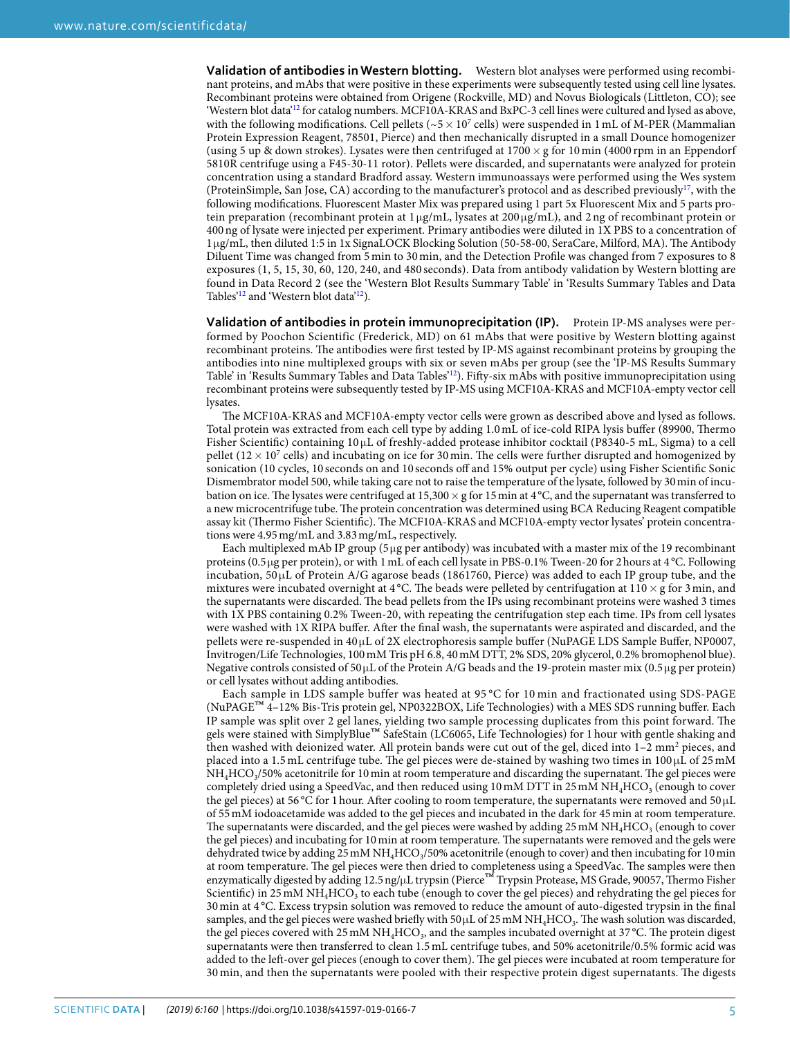**Validation of antibodies in Western blotting.** Western blot analyses were performed using recombinant proteins, and mAbs that were positive in these experiments were subsequently tested using cell line lysates. Recombinant proteins were obtained from Origene (Rockville, MD) and Novus Biologicals (Littleton, CO); see 'Western blot data'[12] for catalog numbers. MCF10A-KRAS and BxPC-3 cell lines were cultured and lysed as above, with the following modifications. Cell pellets (~$5 \times 10^7$ cells) were suspended in 1 mL of M-PER (Mammalian Protein Expression Reagent, 78501, Pierce) and then mechanically disrupted in a small Dounce homogenizer (using 5 up & down strokes). Lysates were then centrifuged at 1700 × g for 10 min (4000 rpm in an Eppendorf 5810R centrifuge using a F45-30-11 rotor). Pellets were discarded, and supernatants were analyzed for protein concentration using a standard Bradford assay. Western immunoassays were performed using the Wes system (ProteinSimple, San Jose, CA) according to the manufacturer's protocol and as described previously[17], with the following modifications. Fluorescent Master Mix was prepared using 1 part 5x Fluorescent Mix and 5 parts protein preparation (recombinant protein at 1 µg/mL, lysates at 200 µg/mL), and 2 ng of recombinant protein or 400 ng of lysate were injected per experiment. Primary antibodies were diluted in 1X PBS to a concentration of 1 µg/mL, then diluted 1:5 in 1x SignaLOCK Blocking Solution (50-58-00, SeraCare, Milford, MA). The Antibody Diluent Time was changed from 5 min to 30 min, and the Detection Profile was changed from 7 exposures to 8 exposures (1, 5, 15, 30, 60, 120, 240, and 480 seconds). Data from antibody validation by Western blotting are found in Data Record 2 (see the 'Western Blot Results Summary Table' in 'Results Summary Tables and Data Tables'[12] and 'Western blot data'[12]).

**Validation of antibodies in protein immunoprecipitation (IP).** Protein IP-MS analyses were performed by Poochon Scientific (Frederick, MD) on 61 mAbs that were positive by Western blotting against recombinant proteins. The antibodies were first tested by IP-MS against recombinant proteins by grouping the antibodies into nine multiplexed groups with six or seven mAbs per group (see the 'IP-MS Results Summary Table' in 'Results Summary Tables and Data Tables'[12]). Fifty-six mAbs with positive immunoprecipitation using recombinant proteins were subsequently tested by IP-MS using MCF10A-KRAS and MCF10A-empty vector cell lysates.

The MCF10A-KRAS and MCF10A-empty vector cells were grown as described above and lysed as follows. Total protein was extracted from each cell type by adding 1.0 mL of ice-cold RIPA lysis buffer (89900, Thermo Fisher Scientific) containing 10 µL of freshly-added protease inhibitor cocktail (P8340-5 mL, Sigma) to a cell pellet ($12 \times 10^7$ cells) and incubating on ice for 30 min. The cells were further disrupted and homogenized by sonication (10 cycles, 10 seconds on and 10 seconds off and 15% output per cycle) using Fisher Scientific Sonic Dismembrator model 500, while taking care not to raise the temperature of the lysate, followed by 30 min of incubation on ice. The lysates were centrifuged at 15,300 × g for 15 min at 4 °C, and the supernatant was transferred to a new microcentrifuge tube. The protein concentration was determined using BCA Reducing Reagent compatible assay kit (Thermo Fisher Scientific). The MCF10A-KRAS and MCF10A-empty vector lysates' protein concentrations were 4.95 mg/mL and 3.83 mg/mL, respectively.

Each multiplexed mAb IP group (5 µg per antibody) was incubated with a master mix of the 19 recombinant proteins (0.5 µg per protein), or with 1 mL of each cell lysate in PBS-0.1% Tween-20 for 2 hours at 4 °C. Following incubation, 50 µL of Protein A/G agarose beads (1861760, Pierce) was added to each IP group tube, and the mixtures were incubated overnight at 4 °C. The beads were pelleted by centrifugation at 110 × g for 3 min, and the supernatants were discarded. The bead pellets from the IPs using recombinant proteins were washed 3 times with 1X PBS containing 0.2% Tween-20, with repeating the centrifugation step each time. IPs from cell lysates were washed with 1X RIPA buffer. After the final wash, the supernatants were aspirated and discarded, and the pellets were re-suspended in 40 µL of 2X electrophoresis sample buffer (NuPAGE LDS Sample Buffer, NP0007, Invitrogen/Life Technologies, 100 mM Tris pH 6.8, 40 mM DTT, 2% SDS, 20% glycerol, 0.2% bromophenol blue). Negative controls consisted of 50 µL of the Protein A/G beads and the 19-protein master mix (0.5 µg per protein) or cell lysates without adding antibodies.

Each sample in LDS sample buffer was heated at 95 °C for 10 min and fractionated using SDS-PAGE (NuPAGE™ 4–12% Bis-Tris protein gel, NP0322BOX, Life Technologies) with a MES SDS running buffer. Each IP sample was split over 2 gel lanes, yielding two sample processing duplicates from this point forward. The gels were stained with SimplyBlue™ SafeStain (LC6065, Life Technologies) for 1 hour with gentle shaking and then washed with deionized water. All protein bands were cut out of the gel, diced into 1–2 mm² pieces, and placed into a 1.5 mL centrifuge tube. The gel pieces were de-stained by washing two times in 100 µL of 25 mM $NH_4HCO_3$/50% acetonitrile for 10 min at room temperature and discarding the supernatant. The gel pieces were completely dried using a SpeedVac, and then reduced using 10 mM DTT in 25 mM $NH_4HCO_3$ (enough to cover the gel pieces) at 56 °C for 1 hour. After cooling to room temperature, the supernatants were removed and 50 µL of 55 mM iodoacetamide was added to the gel pieces and incubated in the dark for 45 min at room temperature. The supernatants were discarded, and the gel pieces were washed by adding 25 mM $NH_4HCO_3$ (enough to cover the gel pieces) and incubating for 10 min at room temperature. The supernatants were removed and the gels were dehydrated twice by adding 25 mM $NH_4HCO_3$/50% acetonitrile (enough to cover) and then incubating for 10 min at room temperature. The gel pieces were then dried to completeness using a SpeedVac. The samples were then enzymatically digested by adding 12.5 ng/µL trypsin (Pierce™ Trypsin Protease, MS Grade, 90057, Thermo Fisher Scientific) in 25 mM $NH_4HCO_3$ to each tube (enough to cover the gel pieces) and rehydrating the gel pieces for 30 min at 4 °C. Excess trypsin solution was removed to reduce the amount of auto-digested trypsin in the final samples, and the gel pieces were washed briefly with 50 µL of 25 mM $NH_4HCO_3$. The wash solution was discarded, the gel pieces covered with 25 mM $NH_4HCO_3$, and the samples incubated overnight at 37 °C. The protein digest supernatants were then transferred to clean 1.5 mL centrifuge tubes, and 50% acetonitrile/0.5% formic acid was added to the left-over gel pieces (enough to cover them). The gel pieces were incubated at room temperature for 30 min, and then the supernatants were pooled with their respective protein digest supernatants. The digests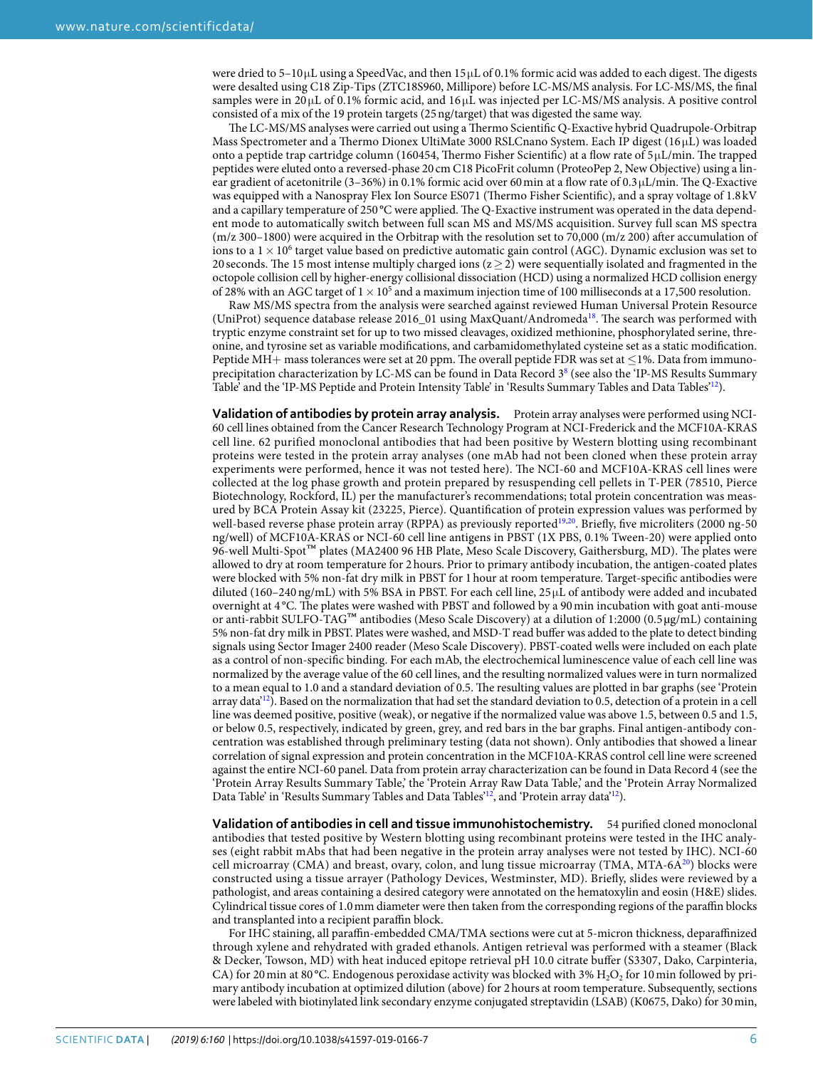were dried to 5–10 μL using a SpeedVac, and then 15 μL of 0.1% formic acid was added to each digest. The digests were desalted using C18 Zip-Tips (ZTC18S960, Millipore) before LC-MS/MS analysis. For LC-MS/MS, the final samples were in 20 μL of 0.1% formic acid, and 16 μL was injected per LC-MS/MS analysis. A positive control consisted of a mix of the 19 protein targets (25 ng/target) that was digested the same way.

The LC-MS/MS analyses were carried out using a Thermo Scientific Q-Exactive hybrid Quadrupole-Orbitrap Mass Spectrometer and a Thermo Dionex UltiMate 3000 RSLCnano System. Each IP digest (16 μL) was loaded onto a peptide trap cartridge column (160454, Thermo Fisher Scientific) at a flow rate of 5 μL/min. The trapped peptides were eluted onto a reversed-phase 20 cm C18 PicoFrit column (ProteoPep 2, New Objective) using a linear gradient of acetonitrile (3–36%) in 0.1% formic acid over 60 min at a flow rate of 0.3 μL/min. The Q-Exactive was equipped with a Nanospray Flex Ion Source ES071 (Thermo Fisher Scientific), and a spray voltage of 1.8 kV and a capillary temperature of 250 °C were applied. The Q-Exactive instrument was operated in the data dependent mode to automatically switch between full scan MS and MS/MS acquisition. Survey full scan MS spectra (m/z 300–1800) were acquired in the Orbitrap with the resolution set to 70,000 (m/z 200) after accumulation of ions to a $1 \times 10^6$ target value based on predictive automatic gain control (AGC). Dynamic exclusion was set to 20 seconds. The 15 most intense multiply charged ions ($z \geq 2$) were sequentially isolated and fragmented in the octopole collision cell by higher-energy collisional dissociation (HCD) using a normalized HCD collision energy of 28% with an AGC target of $1 \times 10^5$ and a maximum injection time of 100 milliseconds at a 17,500 resolution.

Raw MS/MS spectra from the analysis were searched against reviewed Human Universal Protein Resource (UniProt) sequence database release 2016_01 using MaxQuant/Andromeda[18]. The search was performed with tryptic enzyme constraint set for up to two missed cleavages, oxidized methionine, phosphorylated serine, threonine, and tyrosine set as variable modifications, and carbamidomethylated cysteine set as a static modification. Peptide MH+ mass tolerances were set at 20 ppm. The overall peptide FDR was set at ≤1%. Data from immunoprecipitation characterization by LC-MS can be found in Data Record 3[8] (see also the 'IP-MS Results Summary Table' and the 'IP-MS Peptide and Protein Intensity Table' in 'Results Summary Tables and Data Tables'[12]).

**Validation of antibodies by protein array analysis.** Protein array analyses were performed using NCI-60 cell lines obtained from the Cancer Research Technology Program at NCI-Frederick and the MCF10A-KRAS cell line. 62 purified monoclonal antibodies that had been positive by Western blotting using recombinant proteins were tested in the protein array analyses (one mAb had not been cloned when these protein array experiments were performed, hence it was not tested here). The NCI-60 and MCF10A-KRAS cell lines were collected at the log phase growth and protein prepared by resuspending cell pellets in T-PER (78510, Pierce Biotechnology, Rockford, IL) per the manufacturer's recommendations; total protein concentration was measured by BCA Protein Assay kit (23225, Pierce). Quantification of protein expression values was performed by well-based reverse phase protein array (RPPA) as previously reported[19,20]. Briefly, five microliters (2000 ng-50 ng/well) of MCF10A-KRAS or NCI-60 cell line antigens in PBST (1X PBS, 0.1% Tween-20) were applied onto 96-well Multi-Spot™ plates (MA2400 96 HB Plate, Meso Scale Discovery, Gaithersburg, MD). The plates were allowed to dry at room temperature for 2 hours. Prior to primary antibody incubation, the antigen-coated plates were blocked with 5% non-fat dry milk in PBST for 1 hour at room temperature. Target-specific antibodies were diluted (160–240 ng/mL) with 5% BSA in PBST. For each cell line, 25 μL of antibody were added and incubated overnight at 4 °C. The plates were washed with PBST and followed by a 90 min incubation with goat anti-mouse or anti-rabbit SULFO-TAG™ antibodies (Meso Scale Discovery) at a dilution of 1:2000 (0.5 μg/mL) containing 5% non-fat dry milk in PBST. Plates were washed, and MSD-T read buffer was added to the plate to detect binding signals using Sector Imager 2400 reader (Meso Scale Discovery). PBST-coated wells were included on each plate as a control of non-specific binding. For each mAb, the electrochemical luminescence value of each cell line was normalized by the average value of the 60 cell lines, and the resulting normalized values were in turn normalized to a mean equal to 1.0 and a standard deviation of 0.5. The resulting values are plotted in bar graphs (see 'Protein array data'[12]). Based on the normalization that had set the standard deviation to 0.5, detection of a protein in a cell line was deemed positive, positive (weak), or negative if the normalized value was above 1.5, between 0.5 and 1.5, or below 0.5, respectively, indicated by green, grey, and red bars in the bar graphs. Final antigen-antibody concentration was established through preliminary testing (data not shown). Only antibodies that showed a linear correlation of signal expression and protein concentration in the MCF10A-KRAS control cell line were screened against the entire NCI-60 panel. Data from protein array characterization can be found in Data Record 4 (see the 'Protein Array Results Summary Table,' the 'Protein Array Raw Data Table,' and the 'Protein Array Normalized Data Table' in 'Results Summary Tables and Data Tables'[12], and 'Protein array data'[12]).

**Validation of antibodies in cell and tissue immunohistochemistry.** 54 purified cloned monoclonal antibodies that tested positive by Western blotting using recombinant proteins were tested in the IHC analyses (eight rabbit mAbs that had been negative in the protein array analyses were not tested by IHC). NCI-60 cell microarray (CMA) and breast, ovary, colon, and lung tissue microarray (TMA, MTA-6A[20]) blocks were constructed using a tissue arrayer (Pathology Devices, Westminster, MD). Briefly, slides were reviewed by a pathologist, and areas containing a desired category were annotated on the hematoxylin and eosin (H&E) slides. Cylindrical tissue cores of 1.0 mm diameter were then taken from the corresponding regions of the paraffin blocks and transplanted into a recipient paraffin block.

For IHC staining, all paraffin-embedded CMA/TMA sections were cut at 5-micron thickness, deparaffinized through xylene and rehydrated with graded ethanols. Antigen retrieval was performed with a steamer (Black & Decker, Towson, MD) with heat induced epitope retrieval pH 10.0 citrate buffer (S3307, Dako, Carpinteria, CA) for 20 min at 80 °C. Endogenous peroxidase activity was blocked with 3% $H_2O_2$ for 10 min followed by primary antibody incubation at optimized dilution (above) for 2 hours at room temperature. Subsequently, sections were labeled with biotinylated link secondary enzyme conjugated streptavidin (LSAB) (K0675, Dako) for 30 min,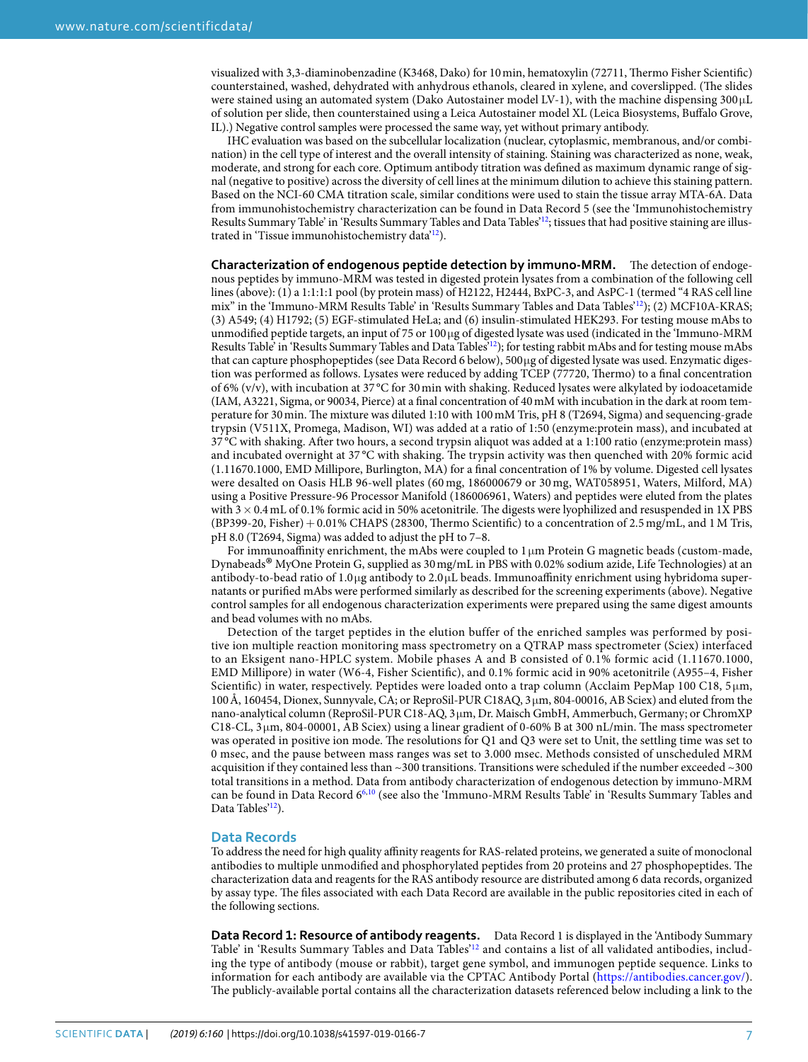visualized with 3,3-diaminobenzadine (K3468, Dako) for 10 min, hematoxylin (72711, Thermo Fisher Scientific) counterstained, washed, dehydrated with anhydrous ethanols, cleared in xylene, and coverslipped. (The slides were stained using an automated system (Dako Autostainer model LV-1), with the machine dispensing 300 μL of solution per slide, then counterstained using a Leica Autostainer model XL (Leica Biosystems, Buffalo Grove, IL).) Negative control samples were processed the same way, yet without primary antibody.

IHC evaluation was based on the subcellular localization (nuclear, cytoplasmic, membranous, and/or combination) in the cell type of interest and the overall intensity of staining. Staining was characterized as none, weak, moderate, and strong for each core. Optimum antibody titration was defined as maximum dynamic range of signal (negative to positive) across the diversity of cell lines at the minimum dilution to achieve this staining pattern. Based on the NCI-60 CMA titration scale, similar conditions were used to stain the tissue array MTA-6A. Data from immunohistochemistry characterization can be found in Data Record 5 (see the 'Immunohistochemistry Results Summary Table' in 'Results Summary Tables and Data Tables'[12]; tissues that had positive staining are illustrated in 'Tissue immunohistochemistry data'[12]).

**Characterization of endogenous peptide detection by immuno-MRM.** The detection of endogenous peptides by immuno-MRM was tested in digested protein lysates from a combination of the following cell lines (above): (1) a 1:1:1:1 pool (by protein mass) of H2122, H2444, BxPC-3, and AsPC-1 (termed "4 RAS cell line mix" in the 'Immuno-MRM Results Table' in 'Results Summary Tables and Data Tables'[12]); (2) MCF10A-KRAS; (3) A549; (4) H1792; (5) EGF-stimulated HeLa; and (6) insulin-stimulated HEK293. For testing mouse mAbs to unmodified peptide targets, an input of 75 or 100 μg of digested lysate was used (indicated in the 'Immuno-MRM Results Table' in 'Results Summary Tables and Data Tables'[12]); for testing rabbit mAbs and for testing mouse mAbs that can capture phosphopeptides (see Data Record 6 below), 500 μg of digested lysate was used. Enzymatic digestion was performed as follows. Lysates were reduced by adding TCEP (77720, Thermo) to a final concentration of 6% (v/v), with incubation at 37 °C for 30 min with shaking. Reduced lysates were alkylated by iodoacetamide (IAM, A3221, Sigma, or 90034, Pierce) at a final concentration of 40 mM with incubation in the dark at room temperature for 30 min. The mixture was diluted 1:10 with 100 mM Tris, pH 8 (T2694, Sigma) and sequencing-grade trypsin (V511X, Promega, Madison, WI) was added at a ratio of 1:50 (enzyme:protein mass), and incubated at 37 °C with shaking. After two hours, a second trypsin aliquot was added at a 1:100 ratio (enzyme:protein mass) and incubated overnight at 37 °C with shaking. The trypsin activity was then quenched with 20% formic acid (1.11670.1000, EMD Millipore, Burlington, MA) for a final concentration of 1% by volume. Digested cell lysates were desalted on Oasis HLB 96-well plates (60 mg, 186000679 or 30 mg, WAT058951, Waters, Milford, MA) using a Positive Pressure-96 Processor Manifold (186006961, Waters) and peptides were eluted from the plates with 3 × 0.4 mL of 0.1% formic acid in 50% acetonitrile. The digests were lyophilized and resuspended in 1X PBS (BP399-20, Fisher) + 0.01% CHAPS (28300, Thermo Scientific) to a concentration of 2.5 mg/mL, and 1 M Tris, pH 8.0 (T2694, Sigma) was added to adjust the pH to 7–8.

For immunoaffinity enrichment, the mAbs were coupled to 1 μm Protein G magnetic beads (custom-made, Dynabeads® MyOne Protein G, supplied as 30 mg/mL in PBS with 0.02% sodium azide, Life Technologies) at an antibody-to-bead ratio of 1.0 μg antibody to 2.0 μL beads. Immunoaffinity enrichment using hybridoma supernatants or purified mAbs were performed similarly as described for the screening experiments (above). Negative control samples for all endogenous characterization experiments were prepared using the same digest amounts and bead volumes with no mAbs.

Detection of the target peptides in the elution buffer of the enriched samples was performed by positive ion multiple reaction monitoring mass spectrometry on a QTRAP mass spectrometer (Sciex) interfaced to an Eksigent nano-HPLC system. Mobile phases A and B consisted of 0.1% formic acid (1.11670.1000, EMD Millipore) in water (W6-4, Fisher Scientific), and 0.1% formic acid in 90% acetonitrile (A955–4, Fisher Scientific) in water, respectively. Peptides were loaded onto a trap column (Acclaim PepMap 100 C18, 5 μm, 100 Å, 160454, Dionex, Sunnyvale, CA; or ReproSil-PUR C18AQ, 3 μm, 804-00016, AB Sciex) and eluted from the nano-analytical column (ReproSil-PUR C18-AQ, 3 μm, Dr. Maisch GmbH, Ammerbuch, Germany; or ChromXP C18-CL, 3 μm, 804-00001, AB Sciex) using a linear gradient of 0-60% B at 300 nL/min. The mass spectrometer was operated in positive ion mode. The resolutions for Q1 and Q3 were set to Unit, the settling time was set to 0 msec, and the pause between mass ranges was set to 3.000 msec. Methods consisted of unscheduled MRM acquisition if they contained less than ~300 transitions. Transitions were scheduled if the number exceeded ~300 total transitions in a method. Data from antibody characterization of endogenous detection by immuno-MRM can be found in Data Record 6[6,10] (see also the 'Immuno-MRM Results Table' in 'Results Summary Tables and Data Tables'[12]).

## Data Records

To address the need for high quality affinity reagents for RAS-related proteins, we generated a suite of monoclonal antibodies to multiple unmodified and phosphorylated peptides from 20 proteins and 27 phosphopeptides. The characterization data and reagents for the RAS antibody resource are distributed among 6 data records, organized by assay type. The files associated with each Data Record are available in the public repositories cited in each of the following sections.

**Data Record 1: Resource of antibody reagents.** Data Record 1 is displayed in the 'Antibody Summary Table' in 'Results Summary Tables and Data Tables'[12] and contains a list of all validated antibodies, including the type of antibody (mouse or rabbit), target gene symbol, and immunogen peptide sequence. Links to information for each antibody are available via the CPTAC Antibody Portal (https://antibodies.cancer.gov/). The publicly-available portal contains all the characterization datasets referenced below including a link to the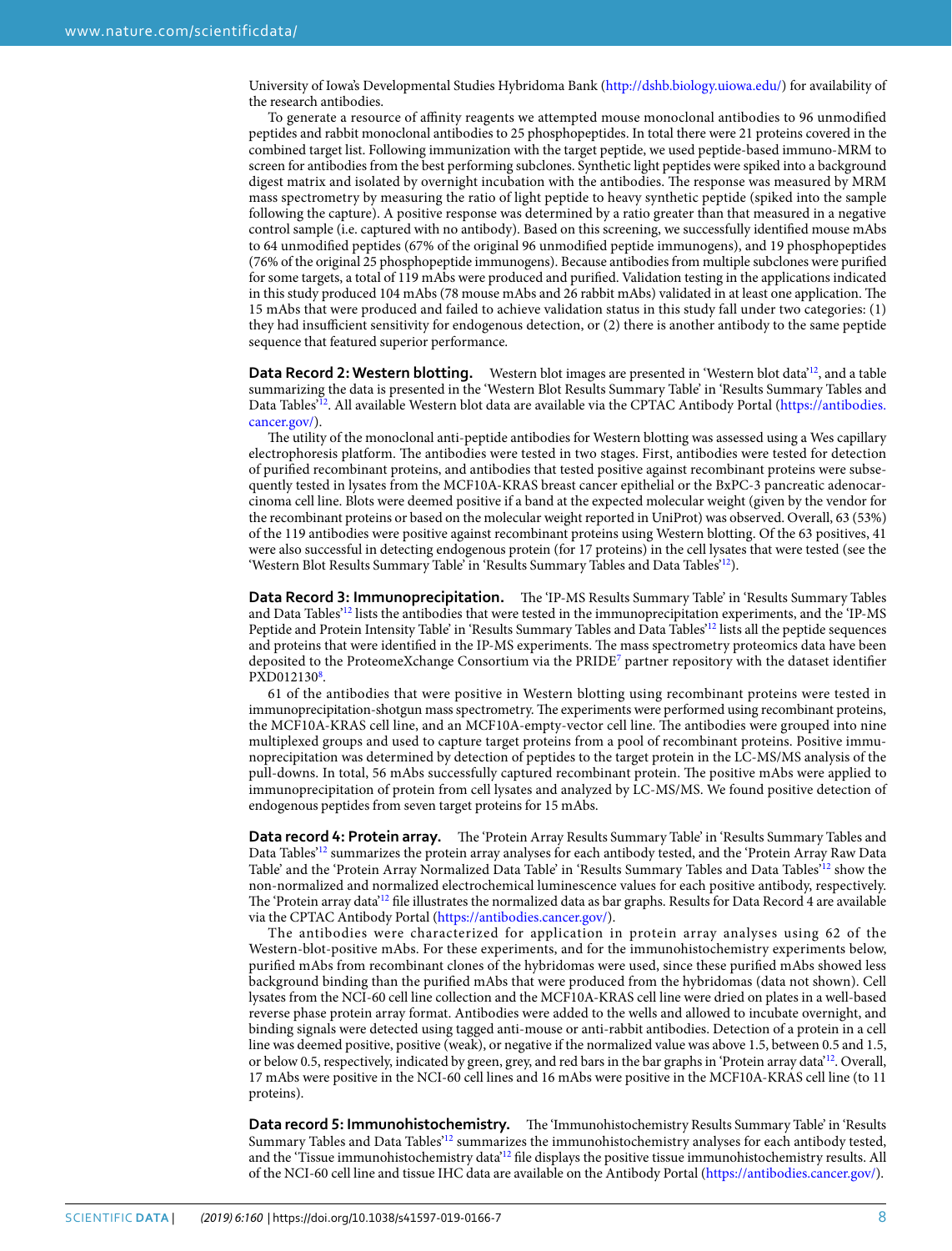University of Iowa's Developmental Studies Hybridoma Bank (http://dshb.biology.uiowa.edu/) for availability of the research antibodies.

To generate a resource of affinity reagents we attempted mouse monoclonal antibodies to 96 unmodified peptides and rabbit monoclonal antibodies to 25 phosphopeptides. In total there were 21 proteins covered in the combined target list. Following immunization with the target peptide, we used peptide-based immuno-MRM to screen for antibodies from the best performing subclones. Synthetic light peptides were spiked into a background digest matrix and isolated by overnight incubation with the antibodies. The response was measured by MRM mass spectrometry by measuring the ratio of light peptide to heavy synthetic peptide (spiked into the sample following the capture). A positive response was determined by a ratio greater than that measured in a negative control sample (i.e. captured with no antibody). Based on this screening, we successfully identified mouse mAbs to 64 unmodified peptides (67% of the original 96 unmodified peptide immunogens), and 19 phosphopeptides (76% of the original 25 phosphopeptide immunogens). Because antibodies from multiple subclones were purified for some targets, a total of 119 mAbs were produced and purified. Validation testing in the applications indicated in this study produced 104 mAbs (78 mouse mAbs and 26 rabbit mAbs) validated in at least one application. The 15 mAbs that were produced and failed to achieve validation status in this study fall under two categories: (1) they had insufficient sensitivity for endogenous detection, or (2) there is another antibody to the same peptide sequence that featured superior performance.

**Data Record 2: Western blotting.** Western blot images are presented in 'Western blot data'[12], and a table summarizing the data is presented in the 'Western Blot Results Summary Table' in 'Results Summary Tables and Data Tables'[12]. All available Western blot data are available via the CPTAC Antibody Portal (https://antibodies.cancer.gov/).

The utility of the monoclonal anti-peptide antibodies for Western blotting was assessed using a Wes capillary electrophoresis platform. The antibodies were tested in two stages. First, antibodies were tested for detection of purified recombinant proteins, and antibodies that tested positive against recombinant proteins were subsequently tested in lysates from the MCF10A-KRAS breast cancer epithelial or the BxPC-3 pancreatic adenocarcinoma cell line. Blots were deemed positive if a band at the expected molecular weight (given by the vendor for the recombinant proteins or based on the molecular weight reported in UniProt) was observed. Overall, 63 (53%) of the 119 antibodies were positive against recombinant proteins using Western blotting. Of the 63 positives, 41 were also successful in detecting endogenous protein (for 17 proteins) in the cell lysates that were tested (see the 'Western Blot Results Summary Table' in 'Results Summary Tables and Data Tables'[12]).

**Data Record 3: Immunoprecipitation.** The 'IP-MS Results Summary Table' in 'Results Summary Tables and Data Tables'[12] lists the antibodies that were tested in the immunoprecipitation experiments, and the 'IP-MS Peptide and Protein Intensity Table' in 'Results Summary Tables and Data Tables'[12] lists all the peptide sequences and proteins that were identified in the IP-MS experiments. The mass spectrometry proteomics data have been deposited to the ProteomeXchange Consortium via the PRIDE[7] partner repository with the dataset identifier PXD012130[8].

61 of the antibodies that were positive in Western blotting using recombinant proteins were tested in immunoprecipitation-shotgun mass spectrometry. The experiments were performed using recombinant proteins, the MCF10A-KRAS cell line, and an MCF10A-empty-vector cell line. The antibodies were grouped into nine multiplexed groups and used to capture target proteins from a pool of recombinant proteins. Positive immunoprecipitation was determined by detection of peptides to the target protein in the LC-MS/MS analysis of the pull-downs. In total, 56 mAbs successfully captured recombinant protein. The positive mAbs were applied to immunoprecipitation of protein from cell lysates and analyzed by LC-MS/MS. We found positive detection of endogenous peptides from seven target proteins for 15 mAbs.

**Data record 4: Protein array.** The 'Protein Array Results Summary Table' in 'Results Summary Tables and Data Tables'[12] summarizes the protein array analyses for each antibody tested, and the 'Protein Array Raw Data Table' and the 'Protein Array Normalized Data Table' in 'Results Summary Tables and Data Tables'[12] show the non-normalized and normalized electrochemical luminescence values for each positive antibody, respectively. The 'Protein array data'[12] file illustrates the normalized data as bar graphs. Results for Data Record 4 are available via the CPTAC Antibody Portal (https://antibodies.cancer.gov/).

The antibodies were characterized for application in protein array analyses using 62 of the Western-blot-positive mAbs. For these experiments, and for the immunohistochemistry experiments below, purified mAbs from recombinant clones of the hybridomas were used, since these purified mAbs showed less background binding than the purified mAbs that were produced from the hybridomas (data not shown). Cell lysates from the NCI-60 cell line collection and the MCF10A-KRAS cell line were dried on plates in a well-based reverse phase protein array format. Antibodies were added to the wells and allowed to incubate overnight, and binding signals were detected using tagged anti-mouse or anti-rabbit antibodies. Detection of a protein in a cell line was deemed positive, positive (weak), or negative if the normalized value was above 1.5, between 0.5 and 1.5, or below 0.5, respectively, indicated by green, grey, and red bars in the bar graphs in 'Protein array data'[12]. Overall, 17 mAbs were positive in the NCI-60 cell lines and 16 mAbs were positive in the MCF10A-KRAS cell line (to 11 proteins).

**Data record 5: Immunohistochemistry.** The 'Immunohistochemistry Results Summary Table' in 'Results Summary Tables and Data Tables'[12] summarizes the immunohistochemistry analyses for each antibody tested, and the 'Tissue immunohistochemistry data'[12] file displays the positive tissue immunohistochemistry results. All of the NCI-60 cell line and tissue IHC data are available on the Antibody Portal (https://antibodies.cancer.gov/).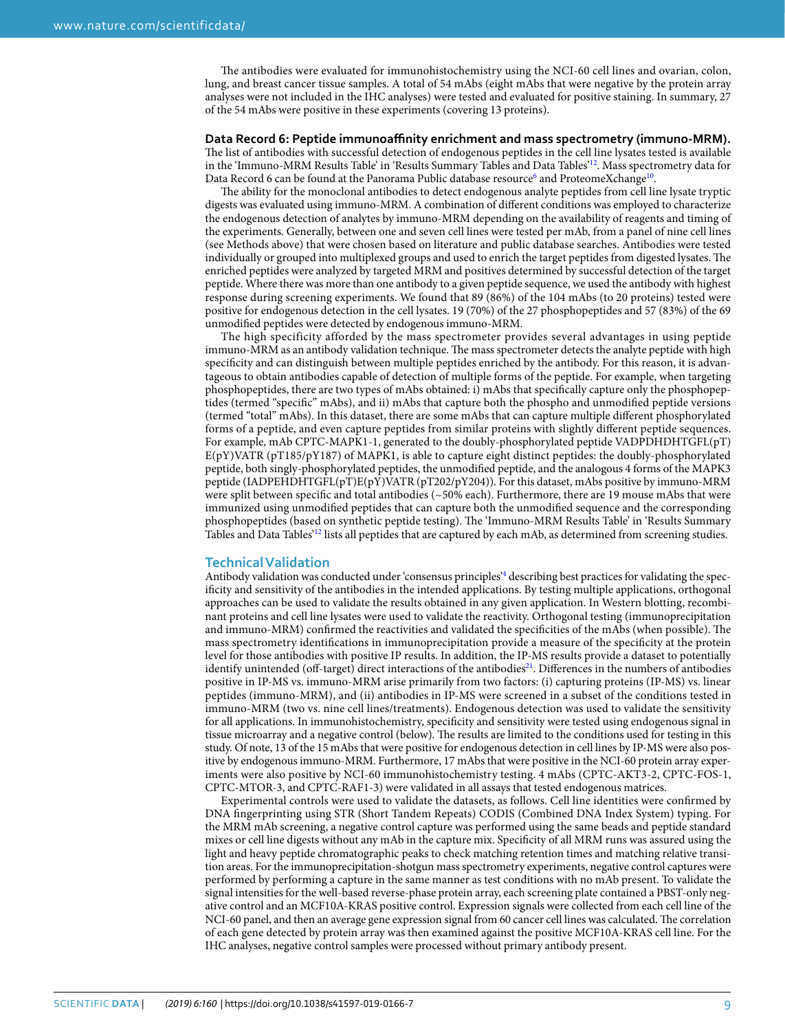The antibodies were evaluated for immunohistochemistry using the NCI-60 cell lines and ovarian, colon, lung, and breast cancer tissue samples. A total of 54 mAbs (eight mAbs that were negative by the protein array analyses were not included in the IHC analyses) were tested and evaluated for positive staining. In summary, 27 of the 54 mAbs were positive in these experiments (covering 13 proteins).

**Data Record 6: Peptide immunoaffinity enrichment and mass spectrometry (immuno-MRM).** The list of antibodies with successful detection of endogenous peptides in the cell line lysates tested is available in the 'Immuno-MRM Results Table' in 'Results Summary Tables and Data Tables'[12]. Mass spectrometry data for Data Record 6 can be found at the Panorama Public database resource[6] and ProteomeXchange[10].

The ability for the monoclonal antibodies to detect endogenous analyte peptides from cell line lysate tryptic digests was evaluated using immuno-MRM. A combination of different conditions was employed to characterize the endogenous detection of analytes by immuno-MRM depending on the availability of reagents and timing of the experiments. Generally, between one and seven cell lines were tested per mAb, from a panel of nine cell lines (see Methods above) that were chosen based on literature and public database searches. Antibodies were tested individually or grouped into multiplexed groups and used to enrich the target peptides from digested lysates. The enriched peptides were analyzed by targeted MRM and positives determined by successful detection of the target peptide. Where there was more than one antibody to a given peptide sequence, we used the antibody with highest response during screening experiments. We found that 89 (86%) of the 104 mAbs (to 20 proteins) tested were positive for endogenous detection in the cell lysates. 19 (70%) of the 27 phosphopeptides and 57 (83%) of the 69 unmodified peptides were detected by endogenous immuno-MRM.

The high specificity afforded by the mass spectrometer provides several advantages in using peptide immuno-MRM as an antibody validation technique. The mass spectrometer detects the analyte peptide with high specificity and can distinguish between multiple peptides enriched by the antibody. For this reason, it is advantageous to obtain antibodies capable of detection of multiple forms of the peptide. For example, when targeting phosphopeptides, there are two types of mAbs obtained: i) mAbs that specifically capture only the phosphopeptides (termed "specific" mAbs), and ii) mAbs that capture both the phospho and unmodified peptide versions (termed "total" mAbs). In this dataset, there are some mAbs that can capture multiple different phosphorylated forms of a peptide, and even capture peptides from similar proteins with slightly different peptide sequences. For example, mAb CPTC-MAPK1-1, generated to the doubly-phosphorylated peptide VADPDHDHTGFL(pT)E(pY)VATR (pT185/pY187) of MAPK1, is able to capture eight distinct peptides: the doubly-phosphorylated peptide, both singly-phosphorylated peptides, the unmodified peptide, and the analogous 4 forms of the MAPK3 peptide (IADPEHDHTGFL(pT)E(pY)VATR (pT202/pY204)). For this dataset, mAbs positive by immuno-MRM were split between specific and total antibodies (~50% each). Furthermore, there are 19 mouse mAbs that were immunized using unmodified peptides that can capture both the unmodified sequence and the corresponding phosphopeptides (based on synthetic peptide testing). The 'Immuno-MRM Results Table' in 'Results Summary Tables and Data Tables'[12] lists all peptides that are captured by each mAb, as determined from screening studies.

## Technical Validation

Antibody validation was conducted under 'consensus principles'[4] describing best practices for validating the specificity and sensitivity of the antibodies in the intended applications. By testing multiple applications, orthogonal approaches can be used to validate the results obtained in any given application. In Western blotting, recombinant proteins and cell line lysates were used to validate the reactivity. Orthogonal testing (immunoprecipitation and immuno-MRM) confirmed the reactivities and validated the specificities of the mAbs (when possible). The mass spectrometry identifications in immunoprecipitation provide a measure of the specificity at the protein level for those antibodies with positive IP results. In addition, the IP-MS results provide a dataset to potentially identify unintended (off-target) direct interactions of the antibodies[21]. Differences in the numbers of antibodies positive in IP-MS vs. immuno-MRM arise primarily from two factors: (i) capturing proteins (IP-MS) vs. linear peptides (immuno-MRM), and (ii) antibodies in IP-MS were screened in a subset of the conditions tested in immuno-MRM (two vs. nine cell lines/treatments). Endogenous detection was used to validate the sensitivity for all applications. In immunohistochemistry, specificity and sensitivity were tested using endogenous signal in tissue microarray and a negative control (below). The results are limited to the conditions used for testing in this study. Of note, 13 of the 15 mAbs that were positive for endogenous detection in cell lines by IP-MS were also positive by endogenous immuno-MRM. Furthermore, 17 mAbs that were positive in the NCI-60 protein array experiments were also positive by NCI-60 immunohistochemistry testing. 4 mAbs (CPTC-AKT3-2, CPTC-FOS-1, CPTC-MTOR-3, and CPTC-RAF1-3) were validated in all assays that tested endogenous matrices.

Experimental controls were used to validate the datasets, as follows. Cell line identities were confirmed by DNA fingerprinting using STR (Short Tandem Repeats) CODIS (Combined DNA Index System) typing. For the MRM mAb screening, a negative control capture was performed using the same beads and peptide standard mixes or cell line digests without any mAb in the capture mix. Specificity of all MRM runs was assured using the light and heavy peptide chromatographic peaks to check matching retention times and matching relative transition areas. For the immunoprecipitation-shotgun mass spectrometry experiments, negative control captures were performed by performing a capture in the same manner as test conditions with no mAb present. To validate the signal intensities for the well-based reverse-phase protein array, each screening plate contained a PBST-only negative control and an MCF10A-KRAS positive control. Expression signals were collected from each cell line of the NCI-60 panel, and then an average gene expression signal from 60 cancer cell lines was calculated. The correlation of each gene detected by protein array was then examined against the positive MCF10A-KRAS cell line. For the IHC analyses, negative control samples were processed without primary antibody present.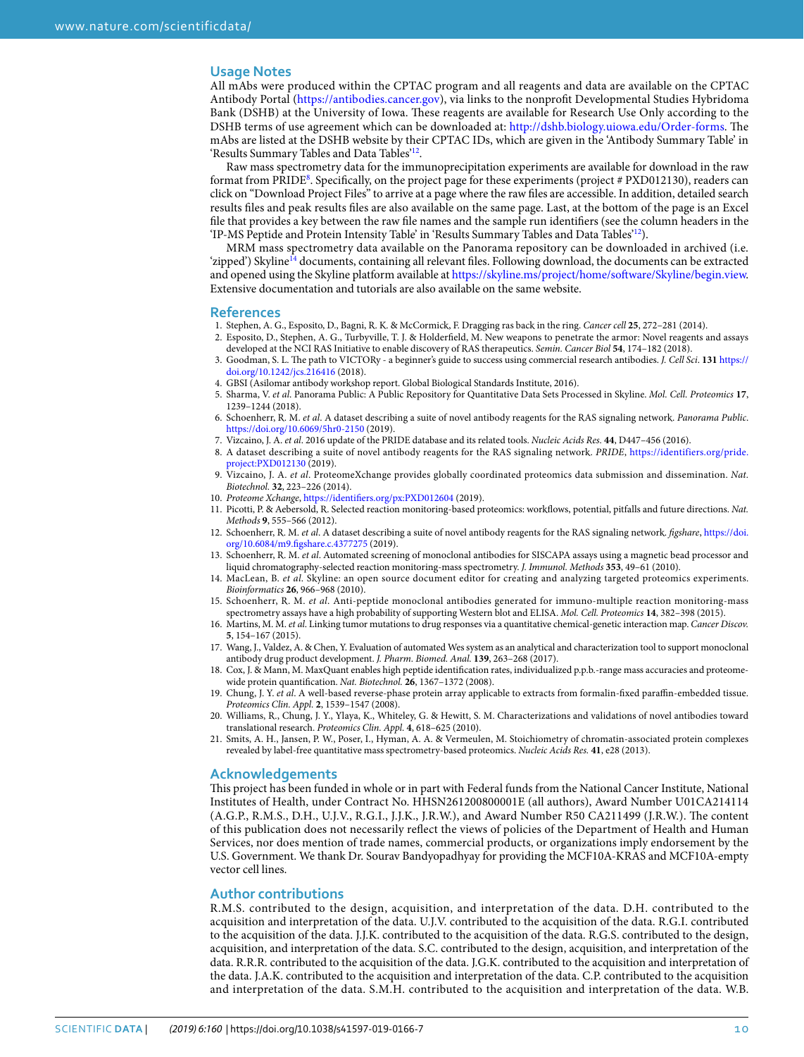## Usage Notes

All mAbs were produced within the CPTAC program and all reagents and data are available on the CPTAC Antibody Portal (https://antibodies.cancer.gov), via links to the nonprofit Developmental Studies Hybridoma Bank (DSHB) at the University of Iowa. These reagents are available for Research Use Only according to the DSHB terms of use agreement which can be downloaded at: http://dshb.biology.uiowa.edu/Order-forms. The mAbs are listed at the DSHB website by their CPTAC IDs, which are given in the 'Antibody Summary Table' in 'Results Summary Tables and Data Tables'[12].

Raw mass spectrometry data for the immunoprecipitation experiments are available for download in the raw format from PRIDE[8]. Specifically, on the project page for these experiments (project # PXD012130), readers can click on "Download Project Files" to arrive at a page where the raw files are accessible. In addition, detailed search results files and peak results files are also available on the same page. Last, at the bottom of the page is an Excel file that provides a key between the raw file names and the sample run identifiers (see the column headers in the 'IP-MS Peptide and Protein Intensity Table' in 'Results Summary Tables and Data Tables'[12]).

MRM mass spectrometry data available on the Panorama repository can be downloaded in archived (i.e. 'zipped') Skyline[14] documents, containing all relevant files. Following download, the documents can be extracted and opened using the Skyline platform available at https://skyline.ms/project/home/software/Skyline/begin.view. Extensive documentation and tutorials are also available on the same website.

## References

1. Stephen, A. G., Esposito, D., Bagni, R. K. & McCormick, F. Dragging ras back in the ring. *Cancer cell* **25**, 272–281 (2014).
2. Esposito, D., Stephen, A. G., Turbyville, T. J. & Holderfield, M. New weapons to penetrate the armor: Novel reagents and assays developed at the NCI RAS Initiative to enable discovery of RAS therapeutics. *Semin. Cancer Biol* **54**, 174–182 (2018).
3. Goodman, S. L. The path to VICTORy - a beginner's guide to success using commercial research antibodies. *J. Cell Sci*. **131** https://doi.org/10.1242/jcs.216416 (2018).
4. GBSI (Asilomar antibody workshop report. Global Biological Standards Institute, 2016).
5. Sharma, V. *et al*. Panorama Public: A Public Repository for Quantitative Data Sets Processed in Skyline. *Mol. Cell. Proteomics* **17**, 1239–1244 (2018).
6. Schoenherr, R. M. *et al*. A dataset describing a suite of novel antibody reagents for the RAS signaling network. *Panorama Public*. https://doi.org/10.6069/5hr0-2150 (2019).
7. Vizcaino, J. A. *et al*. 2016 update of the PRIDE database and its related tools. *Nucleic Acids Res*. **44**, D447–456 (2016).
8. A dataset describing a suite of novel antibody reagents for the RAS signaling network. *PRIDE*, https://identifiers.org/pride.project:PXD012130 (2019).
9. Vizcaino, J. A. *et al*. ProteomeXchange provides globally coordinated proteomics data submission and dissemination. *Nat. Biotechnol.* **32**, 223–226 (2014).
10. *Proteome Xchange*, https://identifiers.org/px:PXD012604 (2019).
11. Picotti, P. & Aebersold, R. Selected reaction monitoring-based proteomics: workflows, potential, pitfalls and future directions. *Nat. Methods* **9**, 555–566 (2012).
12. Schoenherr, R. M. *et al*. A dataset describing a suite of novel antibody reagents for the RAS signaling network. *figshare*, https://doi.org/10.6084/m9.figshare.c.4377275 (2019).
13. Schoenherr, R. M. *et al*. Automated screening of monoclonal antibodies for SISCAPA assays using a magnetic bead processor and liquid chromatography-selected reaction monitoring-mass spectrometry. *J. Immunol. Methods* **353**, 49–61 (2010).
14. MacLean, B. *et al*. Skyline: an open source document editor for creating and analyzing targeted proteomics experiments. *Bioinformatics* **26**, 966–968 (2010).
15. Schoenherr, R. M. *et al*. Anti-peptide monoclonal antibodies generated for immuno-multiple reaction monitoring-mass spectrometry assays have a high probability of supporting Western blot and ELISA. *Mol. Cell. Proteomics* **14**, 382–398 (2015).
16. Martins, M. M. *et al*. Linking tumor mutations to drug responses via a quantitative chemical-genetic interaction map. *Cancer Discov.* **5**, 154–167 (2015).
17. Wang, J., Valdez, A. & Chen, Y. Evaluation of automated Wes system as an analytical and characterization tool to support monoclonal antibody drug product development. *J. Pharm. Biomed. Anal.* **139**, 263–268 (2017).
18. Cox, J. & Mann, M. MaxQuant enables high peptide identification rates, individualized p.p.b.-range mass accuracies and proteome-wide protein quantification. *Nat. Biotechnol.* **26**, 1367–1372 (2008).
19. Chung, J. Y. *et al*. A well-based reverse-phase protein array applicable to extracts from formalin-fixed paraffin-embedded tissue. *Proteomics Clin. Appl.* **2**, 1539–1547 (2008).
20. Williams, R., Chung, J. Y., Ylaya, K., Whiteley, G. & Hewitt, S. M. Characterizations and validations of novel antibodies toward translational research. *Proteomics Clin. Appl.* **4**, 618–625 (2010).
21. Smits, A. H., Jansen, P. W., Poser, I., Hyman, A. A. & Vermeulen, M. Stoichiometry of chromatin-associated protein complexes revealed by label-free quantitative mass spectrometry-based proteomics. *Nucleic Acids Res.* **41**, e28 (2013).

## Acknowledgements

This project has been funded in whole or in part with Federal funds from the National Cancer Institute, National Institutes of Health, under Contract No. HHSN261200800001E (all authors), Award Number U01CA214114 (A.G.P., R.M.S., D.H., U.J.V., R.G.I., J.J.K., J.R.W.), and Award Number R50 CA211499 (J.R.W.). The content of this publication does not necessarily reflect the views of policies of the Department of Health and Human Services, nor does mention of trade names, commercial products, or organizations imply endorsement by the U.S. Government. We thank Dr. Sourav Bandyopadhyay for providing the MCF10A-KRAS and MCF10A-empty vector cell lines.

## Author contributions

R.M.S. contributed to the design, acquisition, and interpretation of the data. D.H. contributed to the acquisition and interpretation of the data. U.J.V. contributed to the acquisition of the data. R.G.I. contributed to the acquisition of the data. J.J.K. contributed to the acquisition of the data. R.G.S. contributed to the design, acquisition, and interpretation of the data. S.C. contributed to the design, acquisition, and interpretation of the data. R.R.R. contributed to the acquisition of the data. J.G.K. contributed to the acquisition and interpretation of the data. J.A.K. contributed to the acquisition and interpretation of the data. C.P. contributed to the acquisition and interpretation of the data. S.M.H. contributed to the acquisition and interpretation of the data. W.B.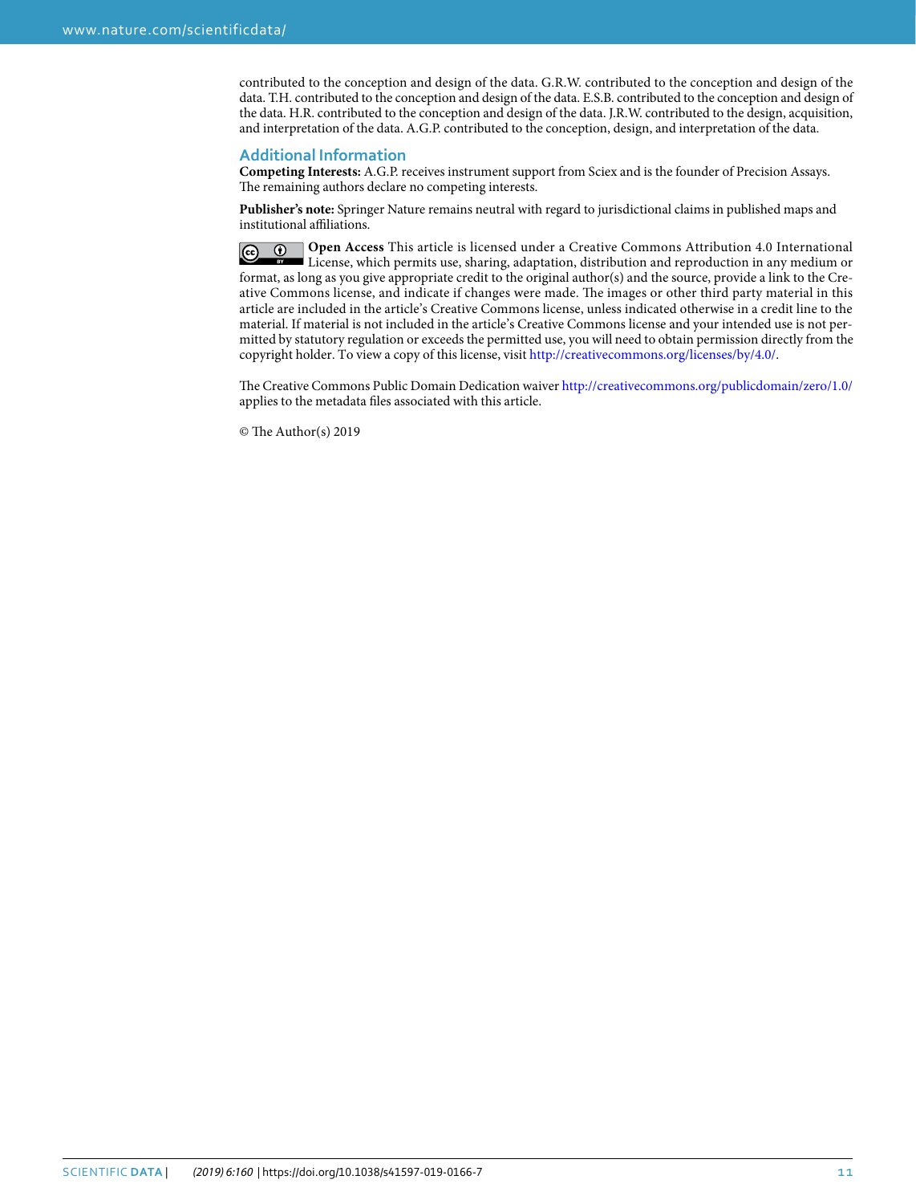contributed to the conception and design of the data. G.R.W. contributed to the conception and design of the data. T.H. contributed to the conception and design of the data. E.S.B. contributed to the conception and design of the data. H.R. contributed to the conception and design of the data. J.R.W. contributed to the design, acquisition, and interpretation of the data. A.G.P. contributed to the conception, design, and interpretation of the data.

## Additional Information

**Competing Interests:** A.G.P. receives instrument support from Sciex and is the founder of Precision Assays. The remaining authors declare no competing interests.

**Publisher's note:** Springer Nature remains neutral with regard to jurisdictional claims in published maps and institutional affiliations.

**Open Access** This article is licensed under a Creative Commons Attribution 4.0 International License, which permits use, sharing, adaptation, distribution and reproduction in any medium or format, as long as you give appropriate credit to the original author(s) and the source, provide a link to the Creative Commons license, and indicate if changes were made. The images or other third party material in this article are included in the article's Creative Commons license, unless indicated otherwise in a credit line to the material. If material is not included in the article's Creative Commons license and your intended use is not permitted by statutory regulation or exceeds the permitted use, you will need to obtain permission directly from the copyright holder. To view a copy of this license, visit http://creativecommons.org/licenses/by/4.0/.

The Creative Commons Public Domain Dedication waiver http://creativecommons.org/publicdomain/zero/1.0/ applies to the metadata files associated with this article.

© The Author(s) 2019